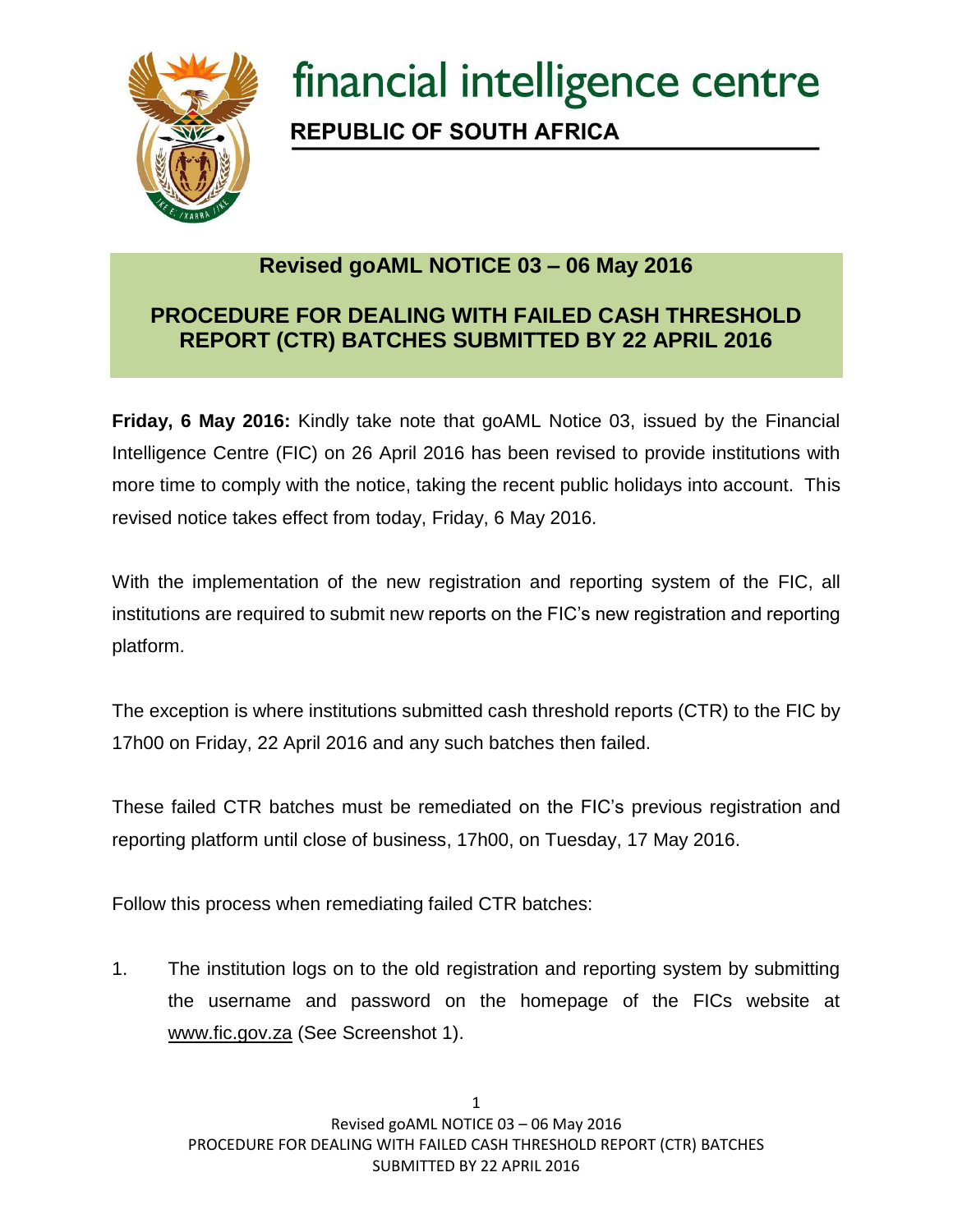# financial intelligence centre

**REPUBLIC OF SOUTH AFRICA**

## Revised goAML NOTICE 03 – 06 May 2016

## PROCEDURE FOR DEALING WITH FAILED CASH THRESHOLD REPORT (CTR) BATCHES SUBMITTED BY 22 APRIL 2016

**Friday, 6 May 2016:** Kindly take note that goAML Notice 03, issued by the Financial Intelligence Centre (FIC) on 26 April 2016 has been revised to provide institutions with more time to comply with the notice, taking the recent public holidays into account. This revised notice takes effect from today, Friday, 6 May 2016.

With the implementation of the new registration and reporting system of the FIC, all institutions are required to submit new reports on the FIC's new registration and reporting platform.

The exception is where institutions submitted cash threshold reports (CTR) to the FIC by 17h00 on Friday, 22 April 2016 and any such batches then failed.

These failed CTR batches must be remediated on the FIC's previous registration and reporting platform until close of business, 17h00, on Tuesday, 17 May 2016.

Follow this process when remediating failed CTR batches:

1. The institution logs on to the old registration and reporting system by submitting the username and password on the homepage of the FICs website at www.fic.gov.za (See Screenshot 1).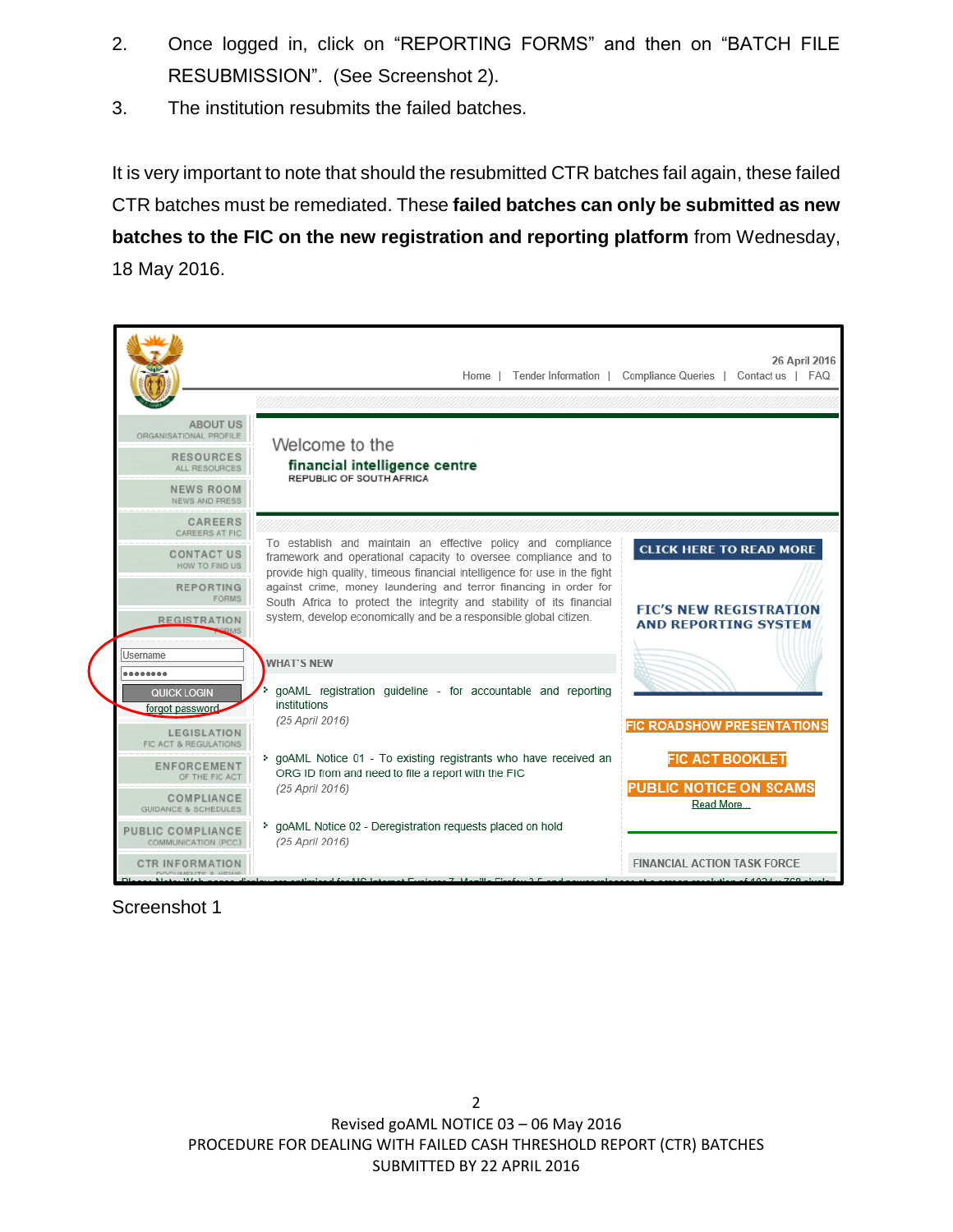2. Once logged in, click on "REPORTING FORMS" and then on "BATCH FILE RESUBMISSION". (See Screenshot 2).
3. The institution resubmits the failed batches.

It is very important to note that should the resubmitted CTR batches fail again, these failed CTR batches must be remediated. These **failed batches can only be submitted as new batches to the FIC on the new registration and reporting platform** from Wednesday, 18 May 2016.

Screenshot 1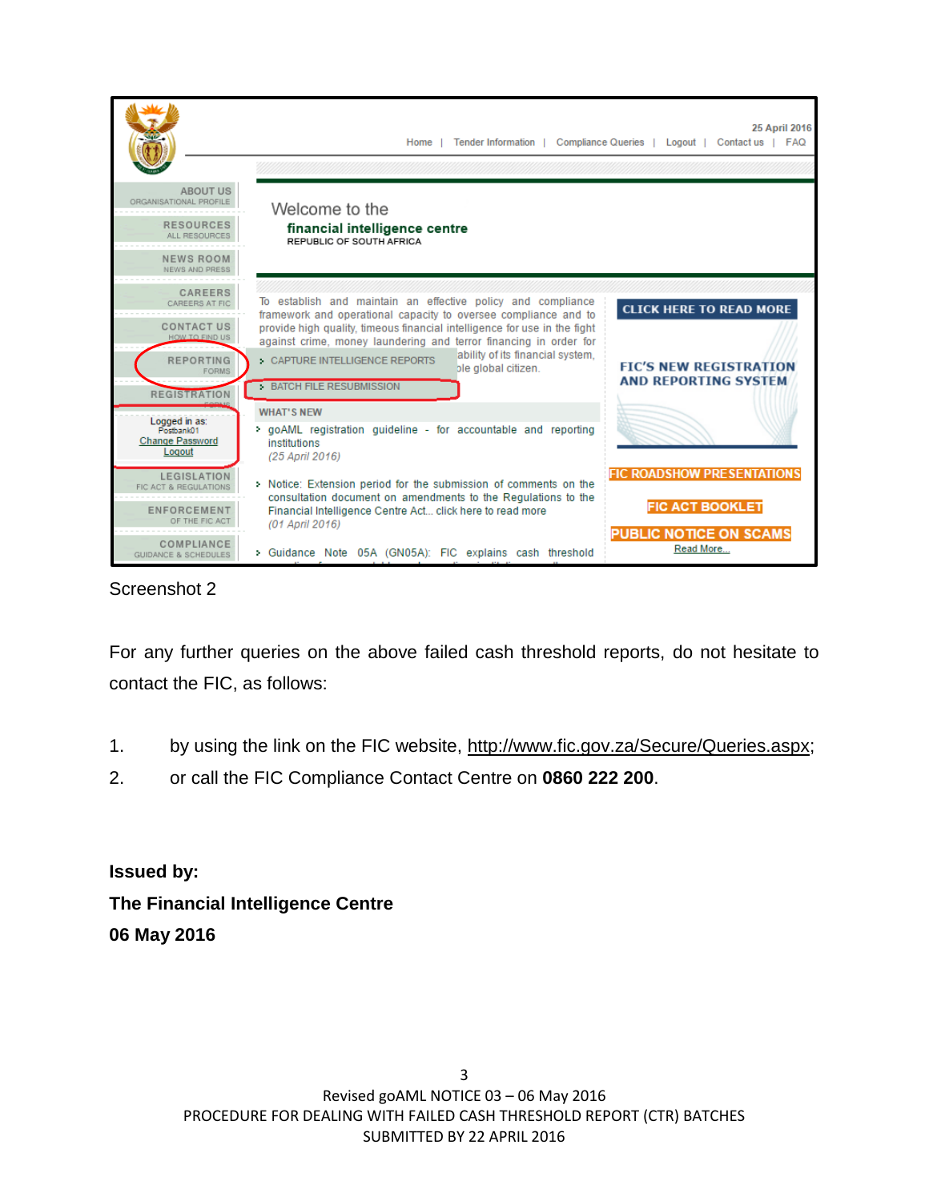Screenshot 2

For any further queries on the above failed cash threshold reports, do not hesitate to contact the FIC, as follows:

1. by using the link on the FIC website, http://www.fic.gov.za/Secure/Queries.aspx;
2. or call the FIC Compliance Contact Centre on **0860 222 200**.

**Issued by:**

**The Financial Intelligence Centre**

**06 May 2016**